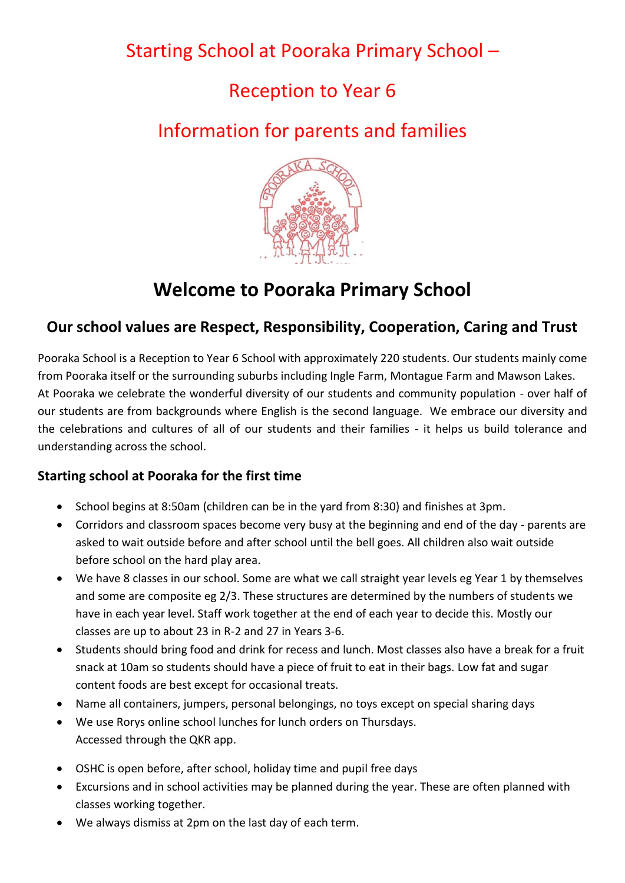# Starting School at Pooraka Primary School –

# Reception to Year 6

# Information for parents and families

## Welcome to Pooraka Primary School

### Our school values are Respect, Responsibility, Cooperation, Caring and Trust

Pooraka School is a Reception to Year 6 School with approximately 220 students. Our students mainly come from Pooraka itself or the surrounding suburbs including Ingle Farm, Montague Farm and Mawson Lakes. At Pooraka we celebrate the wonderful diversity of our students and community population - over half of our students are from backgrounds where English is the second language. We embrace our diversity and the celebrations and cultures of all of our students and their families - it helps us build tolerance and understanding across the school.

### Starting school at Pooraka for the first time

- School begins at 8:50am (children can be in the yard from 8:30) and finishes at 3pm.
- Corridors and classroom spaces become very busy at the beginning and end of the day - parents are asked to wait outside before and after school until the bell goes. All children also wait outside before school on the hard play area.
- We have 8 classes in our school. Some are what we call straight year levels eg Year 1 by themselves and some are composite eg 2/3. These structures are determined by the numbers of students we have in each year level. Staff work together at the end of each year to decide this. Mostly our classes are up to about 23 in R-2 and 27 in Years 3-6.
- Students should bring food and drink for recess and lunch. Most classes also have a break for a fruit snack at 10am so students should have a piece of fruit to eat in their bags. Low fat and sugar content foods are best except for occasional treats.
- Name all containers, jumpers, personal belongings, no toys except on special sharing days
- We use Rorys online school lunches for lunch orders on Thursdays.
  Accessed through the QKR app.
- OSHC is open before, after school, holiday time and pupil free days
- Excursions and in school activities may be planned during the year. These are often planned with classes working together.
- We always dismiss at 2pm on the last day of each term.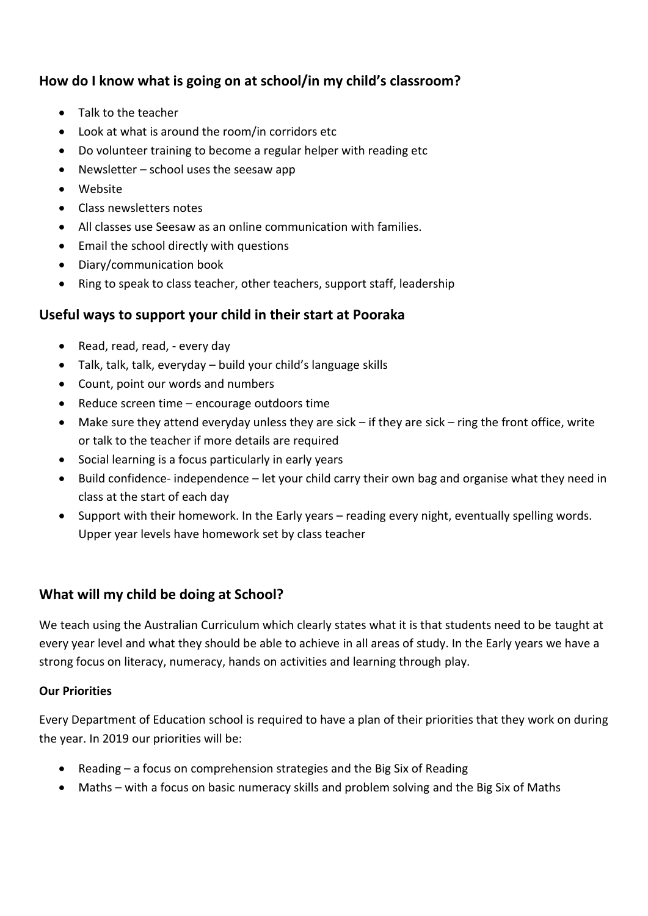## How do I know what is going on at school/in my child's classroom?

- Talk to the teacher
- Look at what is around the room/in corridors etc
- Do volunteer training to become a regular helper with reading etc
- Newsletter – school uses the seesaw app
- Website
- Class newsletters notes
- All classes use Seesaw as an online communication with families.
- Email the school directly with questions
- Diary/communication book
- Ring to speak to class teacher, other teachers, support staff, leadership

## Useful ways to support your child in their start at Pooraka

- Read, read, read, - every day
- Talk, talk, talk, everyday – build your child's language skills
- Count, point our words and numbers
- Reduce screen time – encourage outdoors time
- Make sure they attend everyday unless they are sick – if they are sick – ring the front office, write or talk to the teacher if more details are required
- Social learning is a focus particularly in early years
- Build confidence- independence – let your child carry their own bag and organise what they need in class at the start of each day
- Support with their homework. In the Early years – reading every night, eventually spelling words. Upper year levels have homework set by class teacher

## What will my child be doing at School?

We teach using the Australian Curriculum which clearly states what it is that students need to be taught at every year level and what they should be able to achieve in all areas of study. In the Early years we have a strong focus on literacy, numeracy, hands on activities and learning through play.

### Our Priorities

Every Department of Education school is required to have a plan of their priorities that they work on during the year. In 2019 our priorities will be:

- Reading – a focus on comprehension strategies and the Big Six of Reading
- Maths – with a focus on basic numeracy skills and problem solving and the Big Six of Maths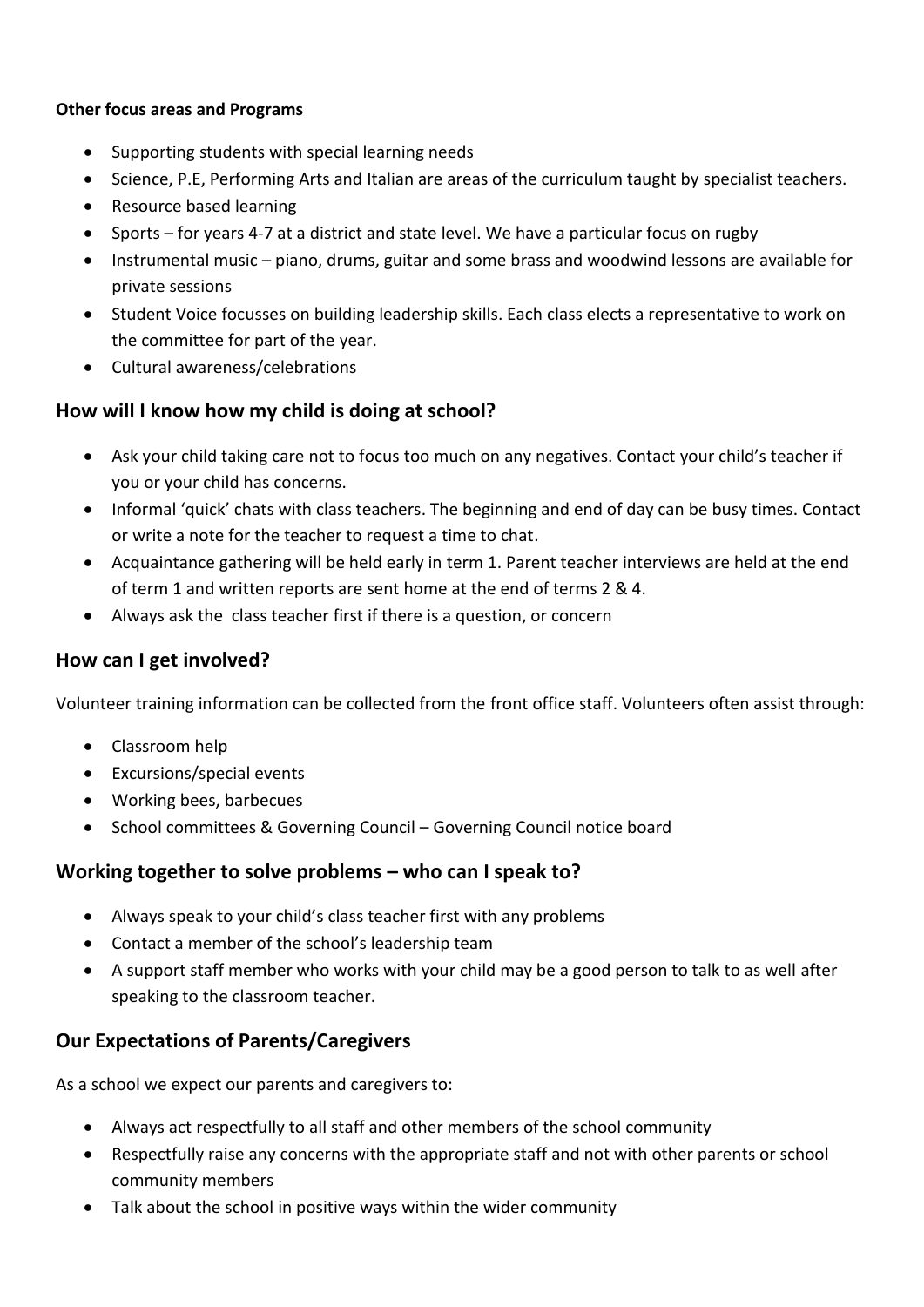**Other focus areas and Programs**

- Supporting students with special learning needs
- Science, P.E, Performing Arts and Italian are areas of the curriculum taught by specialist teachers.
- Resource based learning
- Sports – for years 4-7 at a district and state level. We have a particular focus on rugby
- Instrumental music – piano, drums, guitar and some brass and woodwind lessons are available for private sessions
- Student Voice focusses on building leadership skills. Each class elects a representative to work on the committee for part of the year.
- Cultural awareness/celebrations

## How will I know how my child is doing at school?

- Ask your child taking care not to focus too much on any negatives. Contact your child's teacher if you or your child has concerns.
- Informal 'quick' chats with class teachers. The beginning and end of day can be busy times. Contact or write a note for the teacher to request a time to chat.
- Acquaintance gathering will be held early in term 1. Parent teacher interviews are held at the end of term 1 and written reports are sent home at the end of terms 2 & 4.
- Always ask the class teacher first if there is a question, or concern

## How can I get involved?

Volunteer training information can be collected from the front office staff. Volunteers often assist through:

- Classroom help
- Excursions/special events
- Working bees, barbecues
- School committees & Governing Council – Governing Council notice board

## Working together to solve problems – who can I speak to?

- Always speak to your child's class teacher first with any problems
- Contact a member of the school's leadership team
- A support staff member who works with your child may be a good person to talk to as well after speaking to the classroom teacher.

## Our Expectations of Parents/Caregivers

As a school we expect our parents and caregivers to:

- Always act respectfully to all staff and other members of the school community
- Respectfully raise any concerns with the appropriate staff and not with other parents or school community members
- Talk about the school in positive ways within the wider community